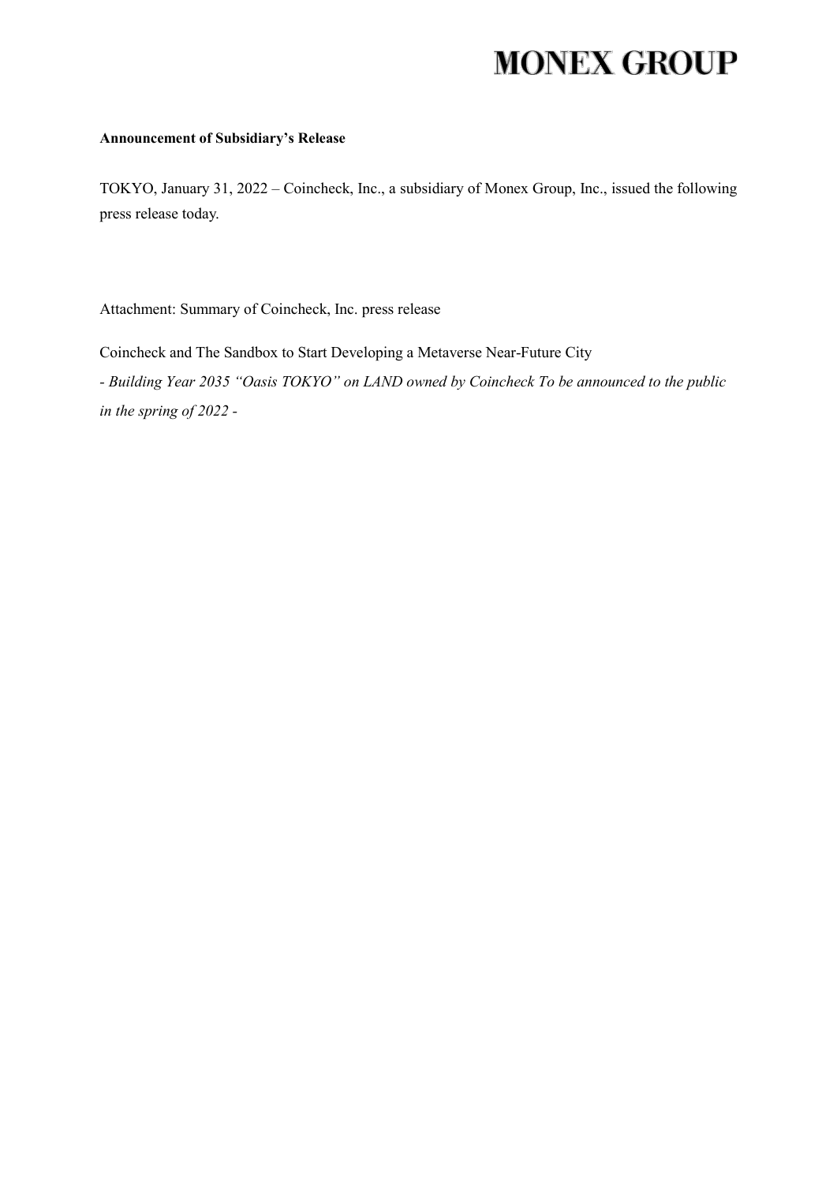# MONEX GROUP

**Announcement of Subsidiary's Release**

TOKYO, January 31, 2022 – Coincheck, Inc., a subsidiary of Monex Group, Inc., issued the following press release today.

Attachment: Summary of Coincheck, Inc. press release

Coincheck and The Sandbox to Start Developing a Metaverse Near-Future City

- *Building Year 2035 "Oasis TOKYO" on LAND owned by Coincheck To be announced to the public in the spring of 2022 -*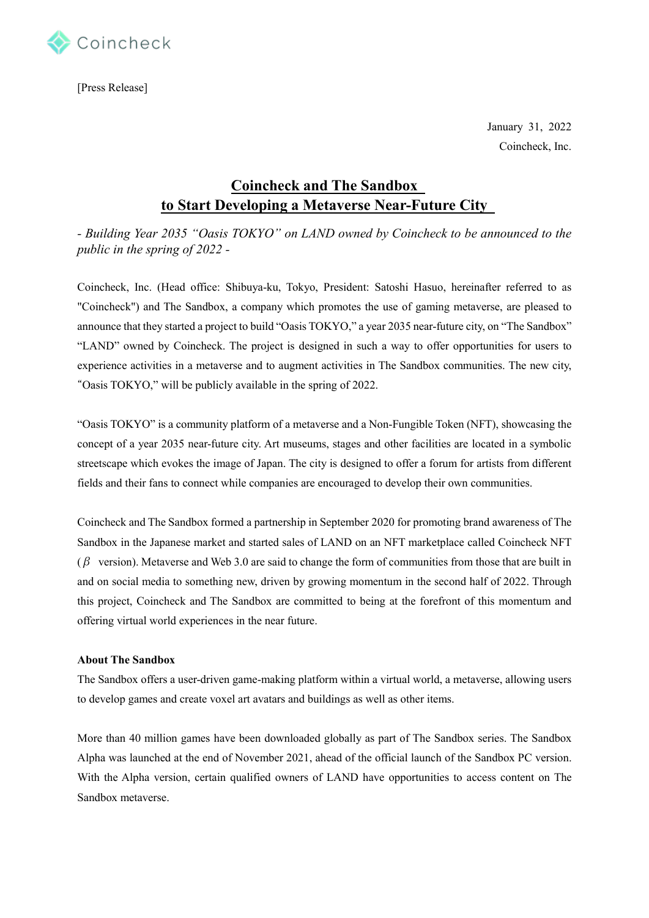[Press Release]

January 31, 2022
Coincheck, Inc.

# Coincheck and The Sandbox to Start Developing a Metaverse Near-Future City

*- Building Year 2035 "Oasis TOKYO" on LAND owned by Coincheck to be announced to the public in the spring of 2022 -*

Coincheck, Inc. (Head office: Shibuya-ku, Tokyo, President: Satoshi Hasuo, hereinafter referred to as "Coincheck") and The Sandbox, a company which promotes the use of gaming metaverse, are pleased to announce that they started a project to build "Oasis TOKYO," a year 2035 near-future city, on "The Sandbox" "LAND" owned by Coincheck. The project is designed in such a way to offer opportunities for users to experience activities in a metaverse and to augment activities in The Sandbox communities. The new city, "Oasis TOKYO," will be publicly available in the spring of 2022.

"Oasis TOKYO" is a community platform of a metaverse and a Non-Fungible Token (NFT), showcasing the concept of a year 2035 near-future city. Art museums, stages and other facilities are located in a symbolic streetscape which evokes the image of Japan. The city is designed to offer a forum for artists from different fields and their fans to connect while companies are encouraged to develop their own communities.

Coincheck and The Sandbox formed a partnership in September 2020 for promoting brand awareness of The Sandbox in the Japanese market and started sales of LAND on an NFT marketplace called Coincheck NFT ($\beta$ version). Metaverse and Web 3.0 are said to change the form of communities from those that are built in and on social media to something new, driven by growing momentum in the second half of 2022. Through this project, Coincheck and The Sandbox are committed to being at the forefront of this momentum and offering virtual world experiences in the near future.

**About The Sandbox**

The Sandbox offers a user-driven game-making platform within a virtual world, a metaverse, allowing users to develop games and create voxel art avatars and buildings as well as other items.

More than 40 million games have been downloaded globally as part of The Sandbox series. The Sandbox Alpha was launched at the end of November 2021, ahead of the official launch of the Sandbox PC version. With the Alpha version, certain qualified owners of LAND have opportunities to access content on The Sandbox metaverse.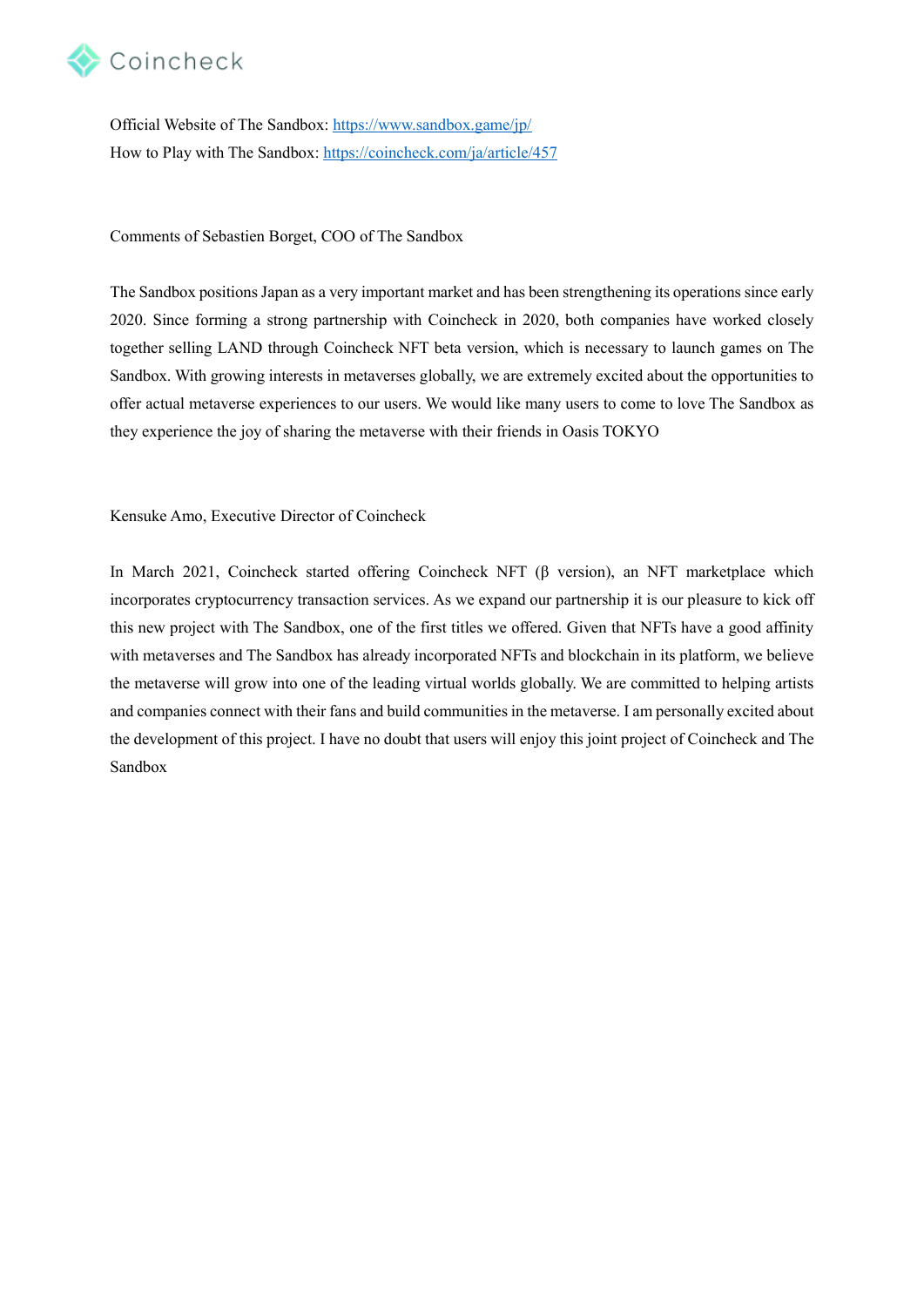Official Website of The Sandbox: [https://www.sandbox.game/jp/](https://www.sandbox.game/jp/)
How to Play with The Sandbox: [https://coincheck.com/ja/article/457](https://coincheck.com/ja/article/457)

Comments of Sebastien Borget, COO of The Sandbox

The Sandbox positions Japan as a very important market and has been strengthening its operations since early 2020. Since forming a strong partnership with Coincheck in 2020, both companies have worked closely together selling LAND through Coincheck NFT beta version, which is necessary to launch games on The Sandbox. With growing interests in metaverses globally, we are extremely excited about the opportunities to offer actual metaverse experiences to our users. We would like many users to come to love The Sandbox as they experience the joy of sharing the metaverse with their friends in Oasis TOKYO

Kensuke Amo, Executive Director of Coincheck

In March 2021, Coincheck started offering Coincheck NFT (β version), an NFT marketplace which incorporates cryptocurrency transaction services. As we expand our partnership it is our pleasure to kick off this new project with The Sandbox, one of the first titles we offered. Given that NFTs have a good affinity with metaverses and The Sandbox has already incorporated NFTs and blockchain in its platform, we believe the metaverse will grow into one of the leading virtual worlds globally. We are committed to helping artists and companies connect with their fans and build communities in the metaverse. I am personally excited about the development of this project. I have no doubt that users will enjoy this joint project of Coincheck and The Sandbox